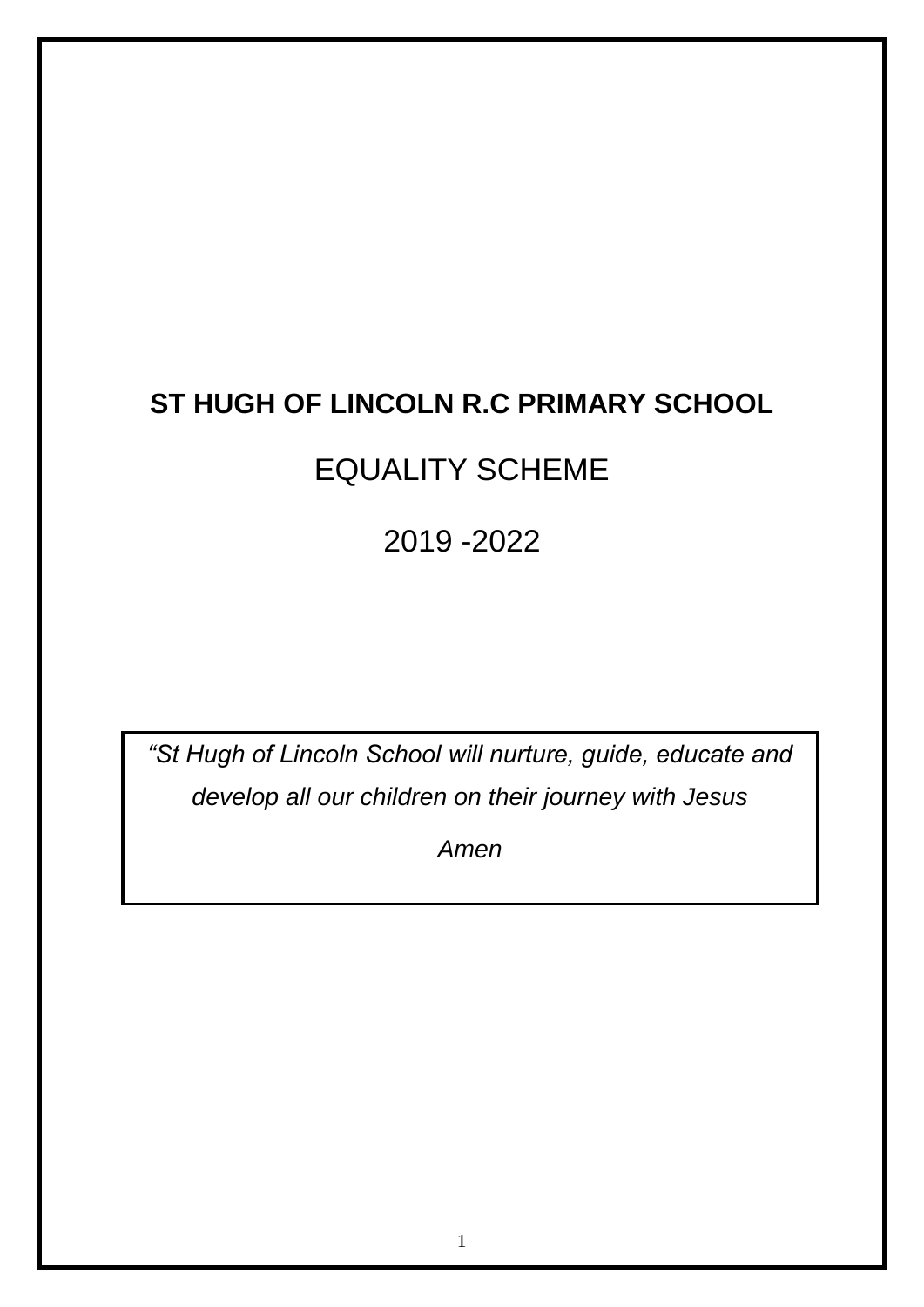# ST HUGH OF LINCOLN R.C PRIMARY SCHOOL

## EQUALITY SCHEME

## 2019 -2022

*“St Hugh of Lincoln School will nurture, guide, educate and develop all our children on their journey with Jesus*

*Amen*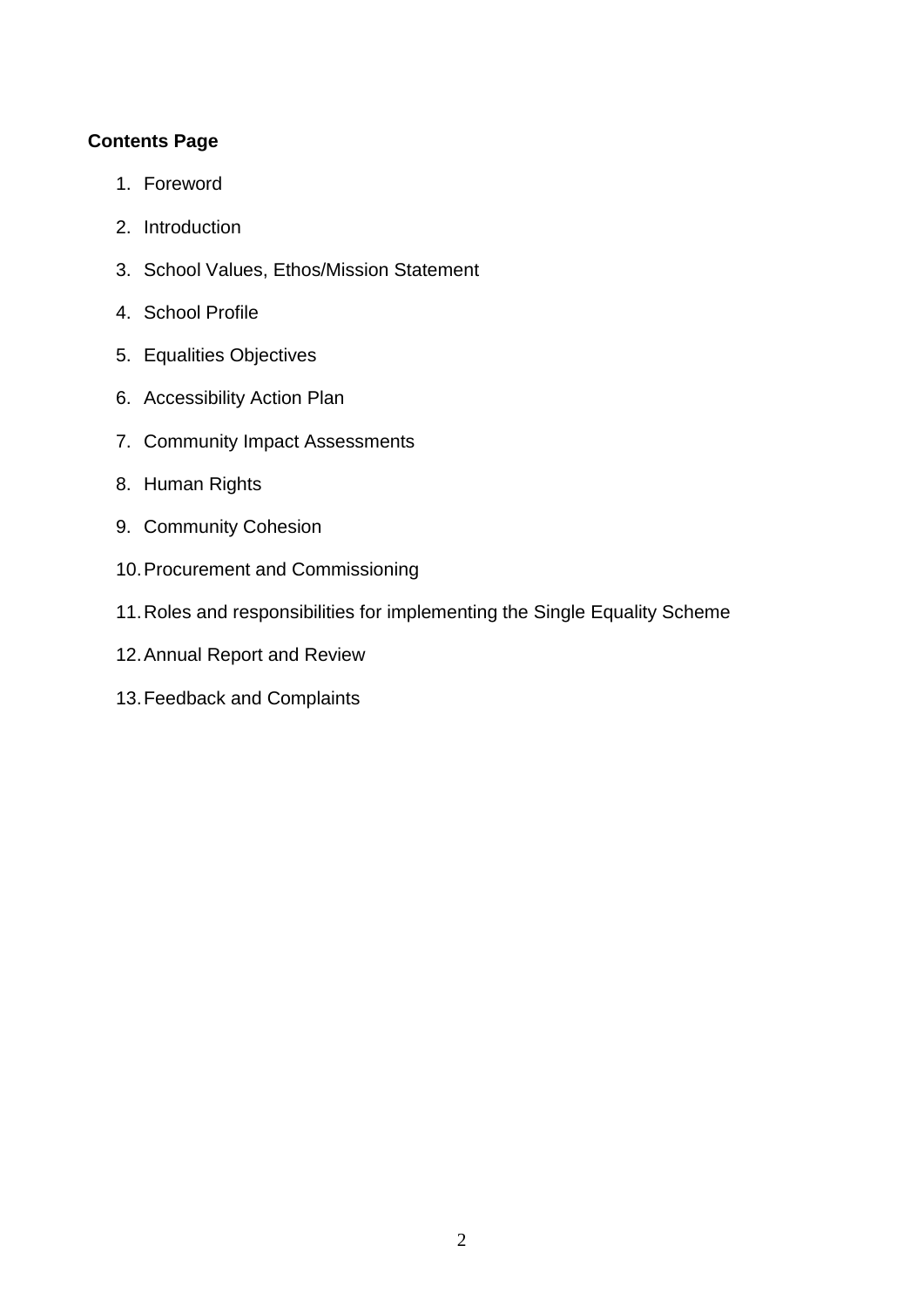**Contents Page**

1. Foreword
2. Introduction
3. School Values, Ethos/Mission Statement
4. School Profile
5. Equalities Objectives
6. Accessibility Action Plan
7. Community Impact Assessments
8. Human Rights
9. Community Cohesion
10. Procurement and Commissioning
11. Roles and responsibilities for implementing the Single Equality Scheme
12. Annual Report and Review
13. Feedback and Complaints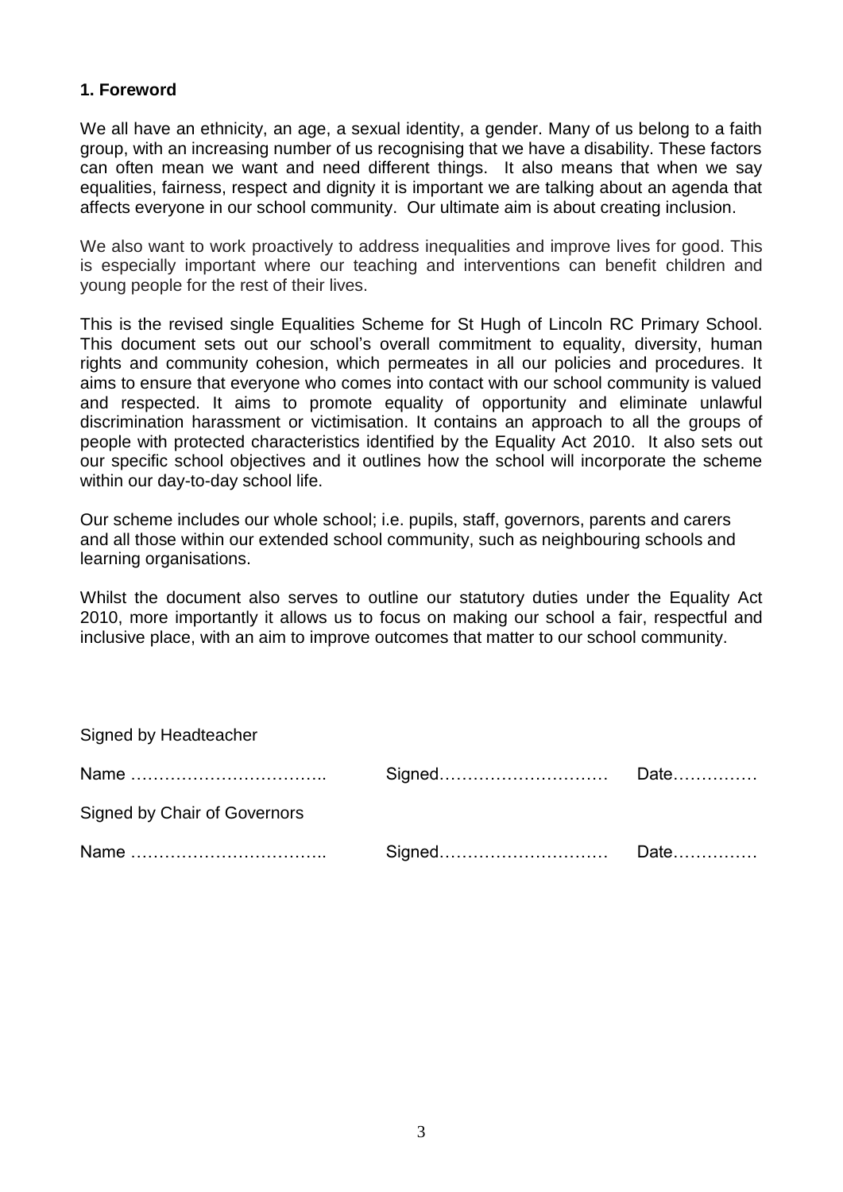## 1. Foreword

We all have an ethnicity, an age, a sexual identity, a gender. Many of us belong to a faith group, with an increasing number of us recognising that we have a disability. These factors can often mean we want and need different things. It also means that when we say equalities, fairness, respect and dignity it is important we are talking about an agenda that affects everyone in our school community. Our ultimate aim is about creating inclusion.

We also want to work proactively to address inequalities and improve lives for good. This is especially important where our teaching and interventions can benefit children and young people for the rest of their lives.

This is the revised single Equalities Scheme for St Hugh of Lincoln RC Primary School. This document sets out our school's overall commitment to equality, diversity, human rights and community cohesion, which permeates in all our policies and procedures. It aims to ensure that everyone who comes into contact with our school community is valued and respected. It aims to promote equality of opportunity and eliminate unlawful discrimination harassment or victimisation. It contains an approach to all the groups of people with protected characteristics identified by the Equality Act 2010. It also sets out our specific school objectives and it outlines how the school will incorporate the scheme within our day-to-day school life.

Our scheme includes our whole school; i.e. pupils, staff, governors, parents and carers and all those within our extended school community, such as neighbouring schools and learning organisations.

Whilst the document also serves to outline our statutory duties under the Equality Act 2010, more importantly it allows us to focus on making our school a fair, respectful and inclusive place, with an aim to improve outcomes that matter to our school community.

Signed by Headteacher

Name …………………………….. Signed………………………… Date……………

Signed by Chair of Governors

Name …………………………….. Signed………………………… Date……………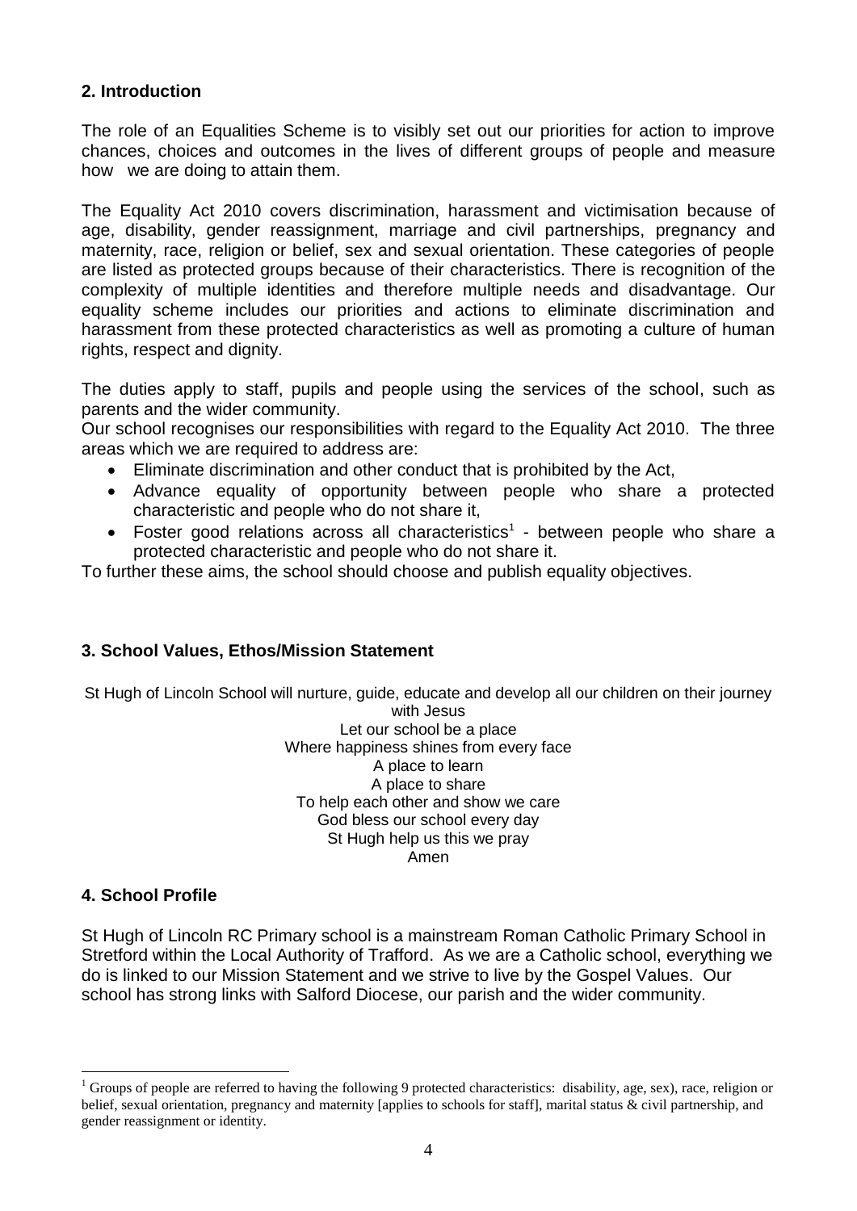## 2. Introduction

The role of an Equalities Scheme is to visibly set out our priorities for action to improve chances, choices and outcomes in the lives of different groups of people and measure how we are doing to attain them.

The Equality Act 2010 covers discrimination, harassment and victimisation because of age, disability, gender reassignment, marriage and civil partnerships, pregnancy and maternity, race, religion or belief, sex and sexual orientation. These categories of people are listed as protected groups because of their characteristics. There is recognition of the complexity of multiple identities and therefore multiple needs and disadvantage. Our equality scheme includes our priorities and actions to eliminate discrimination and harassment from these protected characteristics as well as promoting a culture of human rights, respect and dignity.

The duties apply to staff, pupils and people using the services of the school, such as parents and the wider community.

Our school recognises our responsibilities with regard to the Equality Act 2010. The three areas which we are required to address are:

- Eliminate discrimination and other conduct that is prohibited by the Act,
- Advance equality of opportunity between people who share a protected characteristic and people who do not share it,
- Foster good relations across all characteristics[1] - between people who share a protected characteristic and people who do not share it.

To further these aims, the school should choose and publish equality objectives.

## 3. School Values, Ethos/Mission Statement

St Hugh of Lincoln School will nurture, guide, educate and develop all our children on their journey with Jesus

Let our school be a place
Where happiness shines from every face
A place to learn
A place to share
To help each other and show we care
God bless our school every day
St Hugh help us this we pray
Amen

## 4. School Profile

St Hugh of Lincoln RC Primary school is a mainstream Roman Catholic Primary School in Stretford within the Local Authority of Trafford. As we are a Catholic school, everything we do is linked to our Mission Statement and we strive to live by the Gospel Values. Our school has strong links with Salford Diocese, our parish and the wider community.

[1] Groups of people are referred to having the following 9 protected characteristics: disability, age, sex), race, religion or belief, sexual orientation, pregnancy and maternity [applies to schools for staff], marital status & civil partnership, and gender reassignment or identity.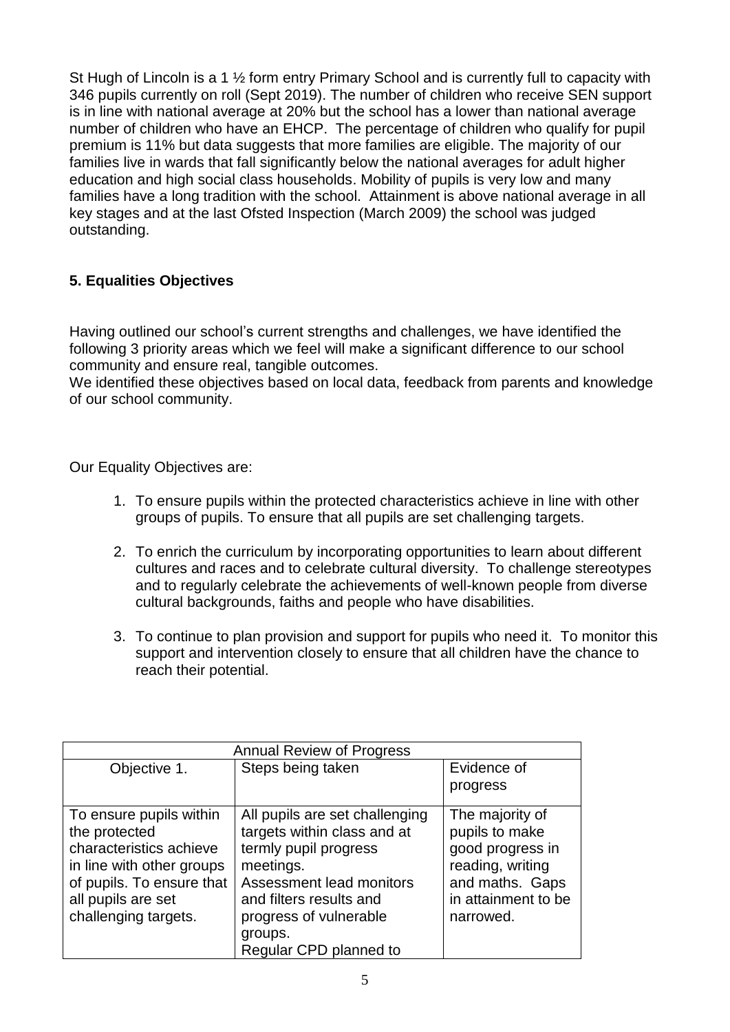St Hugh of Lincoln is a 1 ½ form entry Primary School and is currently full to capacity with 346 pupils currently on roll (Sept 2019). The number of children who receive SEN support is in line with national average at 20% but the school has a lower than national average number of children who have an EHCP. The percentage of children who qualify for pupil premium is 11% but data suggests that more families are eligible. The majority of our families live in wards that fall significantly below the national averages for adult higher education and high social class households. Mobility of pupils is very low and many families have a long tradition with the school. Attainment is above national average in all key stages and at the last Ofsted Inspection (March 2009) the school was judged outstanding.

## 5. Equalities Objectives

Having outlined our school's current strengths and challenges, we have identified the following 3 priority areas which we feel will make a significant difference to our school community and ensure real, tangible outcomes.
We identified these objectives based on local data, feedback from parents and knowledge of our school community.

Our Equality Objectives are:

1. To ensure pupils within the protected characteristics achieve in line with other groups of pupils. To ensure that all pupils are set challenging targets.

2. To enrich the curriculum by incorporating opportunities to learn about different cultures and races and to celebrate cultural diversity. To challenge stereotypes and to regularly celebrate the achievements of well-known people from diverse cultural backgrounds, faiths and people who have disabilities.

3. To continue to plan provision and support for pupils who need it. To monitor this support and intervention closely to ensure that all children have the chance to reach their potential.

| Annual Review of Progress | | |
|---|---|---|
| Objective 1. | Steps being taken | Evidence of progress |
| To ensure pupils within the protected characteristics achieve in line with other groups of pupils. To ensure that all pupils are set challenging targets. | All pupils are set challenging targets within class and at termly pupil progress meetings.<br>Assessment lead monitors and filters results and progress of vulnerable groups.<br>Regular CPD planned to | The majority of pupils to make good progress in reading, writing and maths. Gaps in attainment to be narrowed. |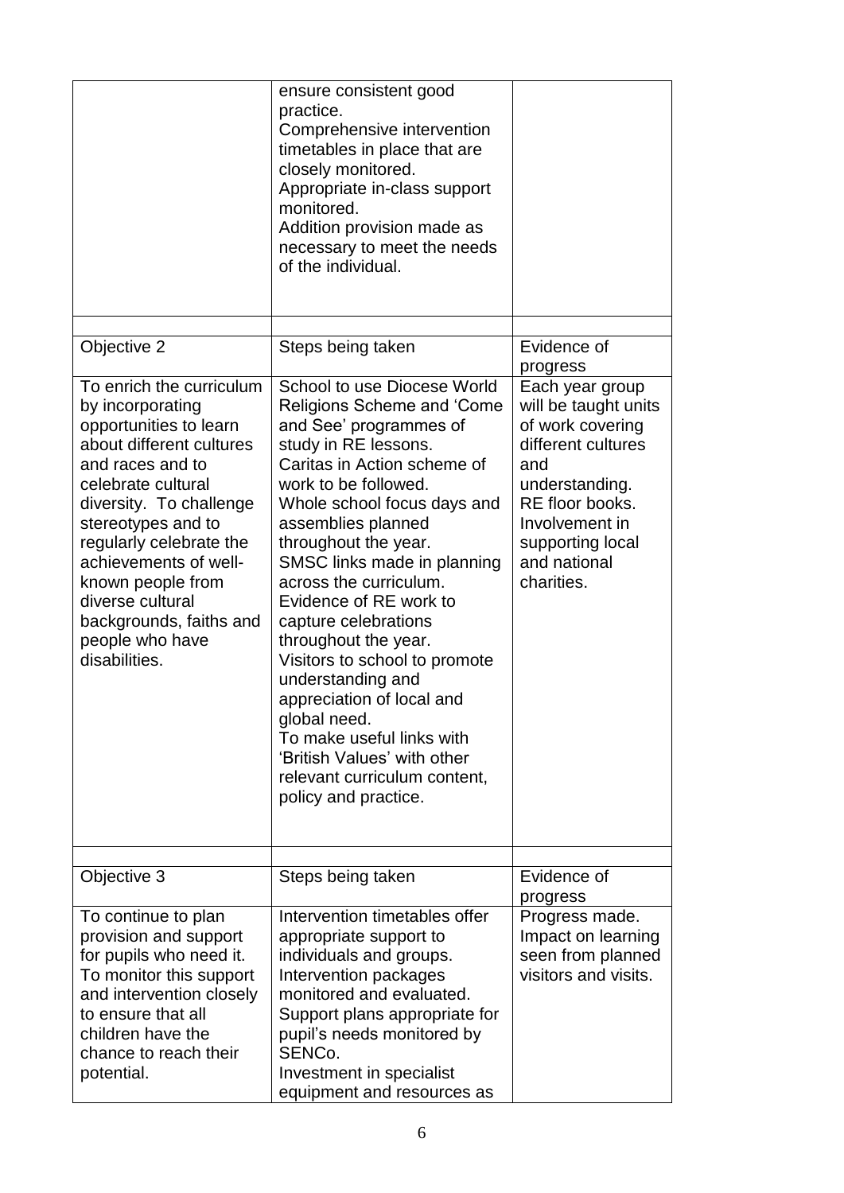|  | ensure consistent good practice. Comprehensive intervention timetables in place that are closely monitored. Appropriate in-class support monitored. Addition provision made as necessary to meet the needs of the individual. |  |
|---|---|---|
|  |  |  |
| Objective 2 | Steps being taken | Evidence of progress |
| To enrich the curriculum by incorporating opportunities to learn about different cultures and races and to celebrate cultural diversity. To challenge stereotypes and to regularly celebrate the achievements of well-known people from diverse cultural backgrounds, faiths and people who have disabilities. | School to use Diocese World Religions Scheme and 'Come and See' programmes of study in RE lessons. Caritas in Action scheme of work to be followed. Whole school focus days and assemblies planned throughout the year. SMSC links made in planning across the curriculum. Evidence of RE work to capture celebrations throughout the year. Visitors to school to promote understanding and appreciation of local and global need. To make useful links with 'British Values' with other relevant curriculum content, policy and practice. | Each year group will be taught units of work covering different cultures and understanding. RE floor books. Involvement in supporting local and national charities. |
|  |  |  |
| Objective 3 | Steps being taken | Evidence of progress |
| To continue to plan provision and support for pupils who need it. To monitor this support and intervention closely to ensure that all children have the chance to reach their potential. | Intervention timetables offer appropriate support to individuals and groups. Intervention packages monitored and evaluated. Support plans appropriate for pupil's needs monitored by SENCo. Investment in specialist equipment and resources as | Progress made. Impact on learning seen from planned visitors and visits. |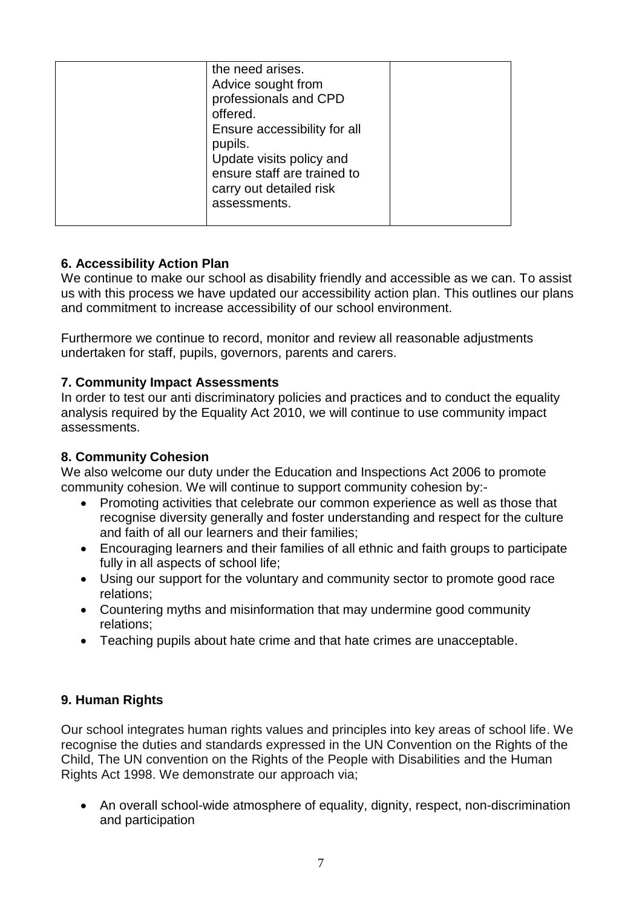|  | the need arises.<br>Advice sought from professionals and CPD offered.<br>Ensure accessibility for all pupils.<br>Update visits policy and ensure staff are trained to carry out detailed risk assessments. |  |
|---|---|---|

**6. Accessibility Action Plan**

We continue to make our school as disability friendly and accessible as we can. To assist us with this process we have updated our accessibility action plan. This outlines our plans and commitment to increase accessibility of our school environment.

Furthermore we continue to record, monitor and review all reasonable adjustments undertaken for staff, pupils, governors, parents and carers.

**7. Community Impact Assessments**

In order to test our anti discriminatory policies and practices and to conduct the equality analysis required by the Equality Act 2010, we will continue to use community impact assessments.

**8. Community Cohesion**

We also welcome our duty under the Education and Inspections Act 2006 to promote community cohesion. We will continue to support community cohesion by:-

- Promoting activities that celebrate our common experience as well as those that recognise diversity generally and foster understanding and respect for the culture and faith of all our learners and their families;
- Encouraging learners and their families of all ethnic and faith groups to participate fully in all aspects of school life;
- Using our support for the voluntary and community sector to promote good race relations;
- Countering myths and misinformation that may undermine good community relations;
- Teaching pupils about hate crime and that hate crimes are unacceptable.

**9. Human Rights**

Our school integrates human rights values and principles into key areas of school life. We recognise the duties and standards expressed in the UN Convention on the Rights of the Child, The UN convention on the Rights of the People with Disabilities and the Human Rights Act 1998. We demonstrate our approach via;

- An overall school-wide atmosphere of equality, dignity, respect, non-discrimination and participation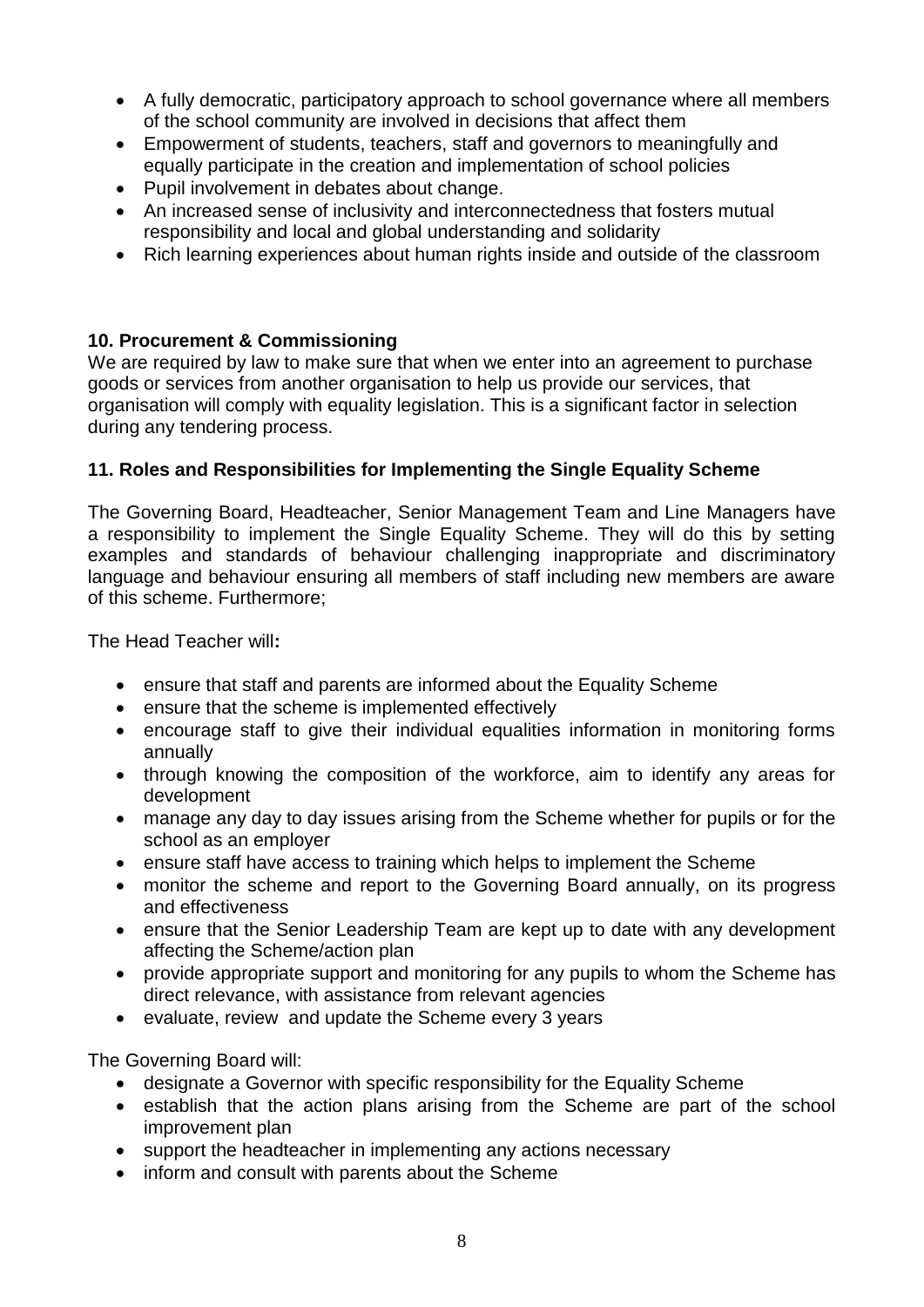- A fully democratic, participatory approach to school governance where all members of the school community are involved in decisions that affect them
- Empowerment of students, teachers, staff and governors to meaningfully and equally participate in the creation and implementation of school policies
- Pupil involvement in debates about change.
- An increased sense of inclusivity and interconnectedness that fosters mutual responsibility and local and global understanding and solidarity
- Rich learning experiences about human rights inside and outside of the classroom

**10. Procurement & Commissioning**

We are required by law to make sure that when we enter into an agreement to purchase goods or services from another organisation to help us provide our services, that organisation will comply with equality legislation. This is a significant factor in selection during any tendering process.

**11. Roles and Responsibilities for Implementing the Single Equality Scheme**

The Governing Board, Headteacher, Senior Management Team and Line Managers have a responsibility to implement the Single Equality Scheme. They will do this by setting examples and standards of behaviour challenging inappropriate and discriminatory language and behaviour ensuring all members of staff including new members are aware of this scheme. Furthermore;

The Head Teacher will**:**

- ensure that staff and parents are informed about the Equality Scheme
- ensure that the scheme is implemented effectively
- encourage staff to give their individual equalities information in monitoring forms annually
- through knowing the composition of the workforce, aim to identify any areas for development
- manage any day to day issues arising from the Scheme whether for pupils or for the school as an employer
- ensure staff have access to training which helps to implement the Scheme
- monitor the scheme and report to the Governing Board annually, on its progress and effectiveness
- ensure that the Senior Leadership Team are kept up to date with any development affecting the Scheme/action plan
- provide appropriate support and monitoring for any pupils to whom the Scheme has direct relevance, with assistance from relevant agencies
- evaluate, review and update the Scheme every 3 years

The Governing Board will:

- designate a Governor with specific responsibility for the Equality Scheme
- establish that the action plans arising from the Scheme are part of the school improvement plan
- support the headteacher in implementing any actions necessary
- inform and consult with parents about the Scheme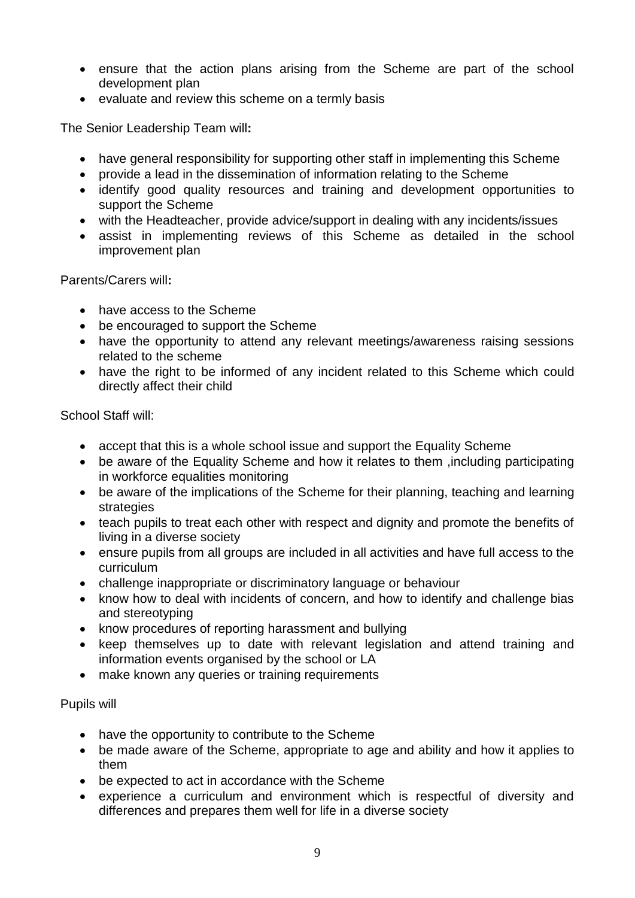- ensure that the action plans arising from the Scheme are part of the school development plan
- evaluate and review this scheme on a termly basis

The Senior Leadership Team will**:**

- have general responsibility for supporting other staff in implementing this Scheme
- provide a lead in the dissemination of information relating to the Scheme
- identify good quality resources and training and development opportunities to support the Scheme
- with the Headteacher, provide advice/support in dealing with any incidents/issues
- assist in implementing reviews of this Scheme as detailed in the school improvement plan

Parents/Carers will**:**

- have access to the Scheme
- be encouraged to support the Scheme
- have the opportunity to attend any relevant meetings/awareness raising sessions related to the scheme
- have the right to be informed of any incident related to this Scheme which could directly affect their child

School Staff will:

- accept that this is a whole school issue and support the Equality Scheme
- be aware of the Equality Scheme and how it relates to them ,including participating in workforce equalities monitoring
- be aware of the implications of the Scheme for their planning, teaching and learning strategies
- teach pupils to treat each other with respect and dignity and promote the benefits of living in a diverse society
- ensure pupils from all groups are included in all activities and have full access to the curriculum
- challenge inappropriate or discriminatory language or behaviour
- know how to deal with incidents of concern, and how to identify and challenge bias and stereotyping
- know procedures of reporting harassment and bullying
- keep themselves up to date with relevant legislation and attend training and information events organised by the school or LA
- make known any queries or training requirements

Pupils will

- have the opportunity to contribute to the Scheme
- be made aware of the Scheme, appropriate to age and ability and how it applies to them
- be expected to act in accordance with the Scheme
- experience a curriculum and environment which is respectful of diversity and differences and prepares them well for life in a diverse society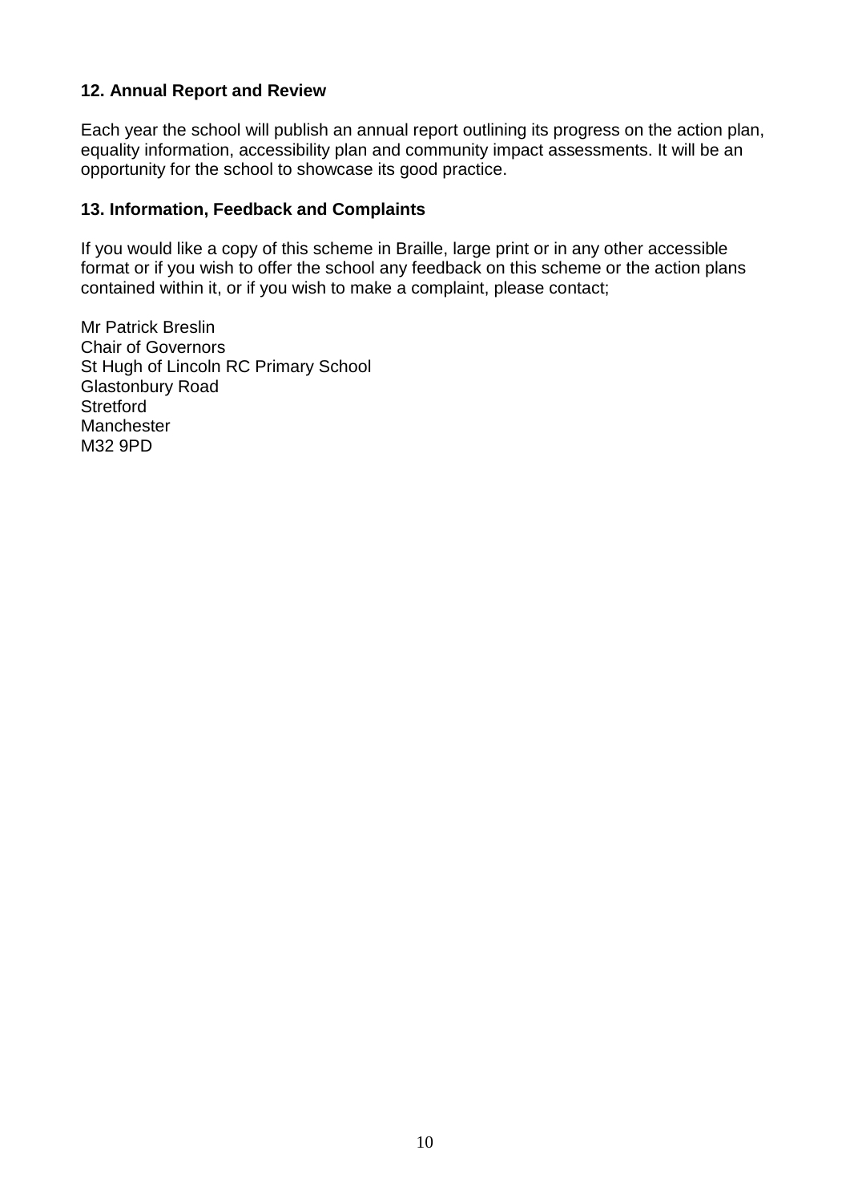### 12. Annual Report and Review

Each year the school will publish an annual report outlining its progress on the action plan, equality information, accessibility plan and community impact assessments. It will be an opportunity for the school to showcase its good practice.

### 13. Information, Feedback and Complaints

If you would like a copy of this scheme in Braille, large print or in any other accessible format or if you wish to offer the school any feedback on this scheme or the action plans contained within it, or if you wish to make a complaint, please contact;

Mr Patrick Breslin  
Chair of Governors  
St Hugh of Lincoln RC Primary School  
Glastonbury Road  
Stretford  
Manchester  
M32 9PD